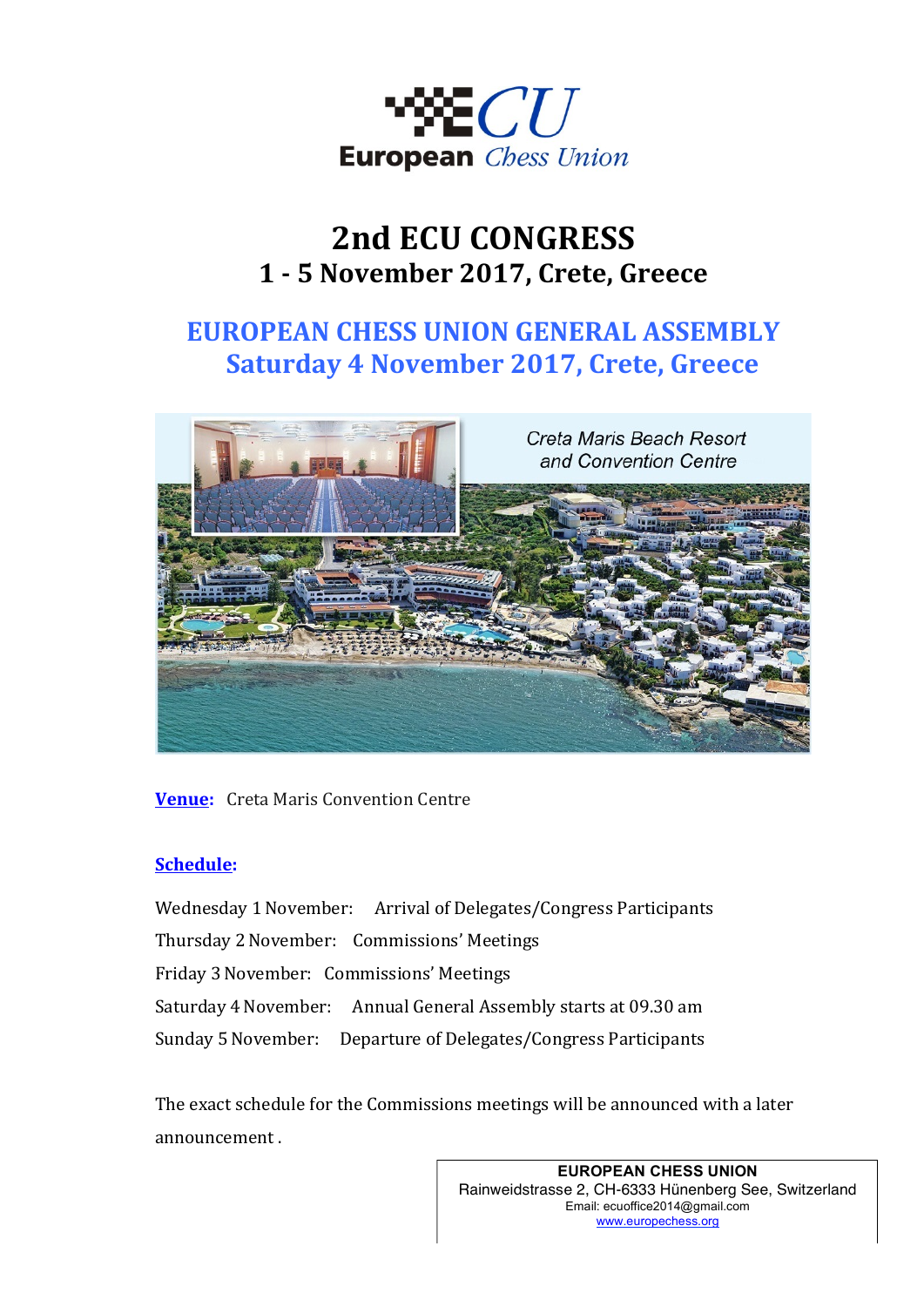# 2nd ECU CONGRESS

## 1 - 5 November 2017, Crete, Greece

## EUROPEAN CHESS UNION GENERAL ASSEMBLY

## Saturday 4 November 2017, Crete, Greece

*Creta Maris Beach Resort and Convention Centre*

**Venue:** Creta Maris Convention Centre

**Schedule:**

Wednesday 1 November: Arrival of Delegates/Congress Participants

Thursday 2 November: Commissions' Meetings

Friday 3 November: Commissions' Meetings

Saturday 4 November: Annual General Assembly starts at 09.30 am

Sunday 5 November: Departure of Delegates/Congress Participants

The exact schedule for the Commissions meetings will be announced with a later announcement .

**EUROPEAN CHESS UNION**
Rainweidstrasse 2, CH-6333 Hünenberg See, Switzerland
Email: ecuoffice2014@gmail.com
www.europechess.org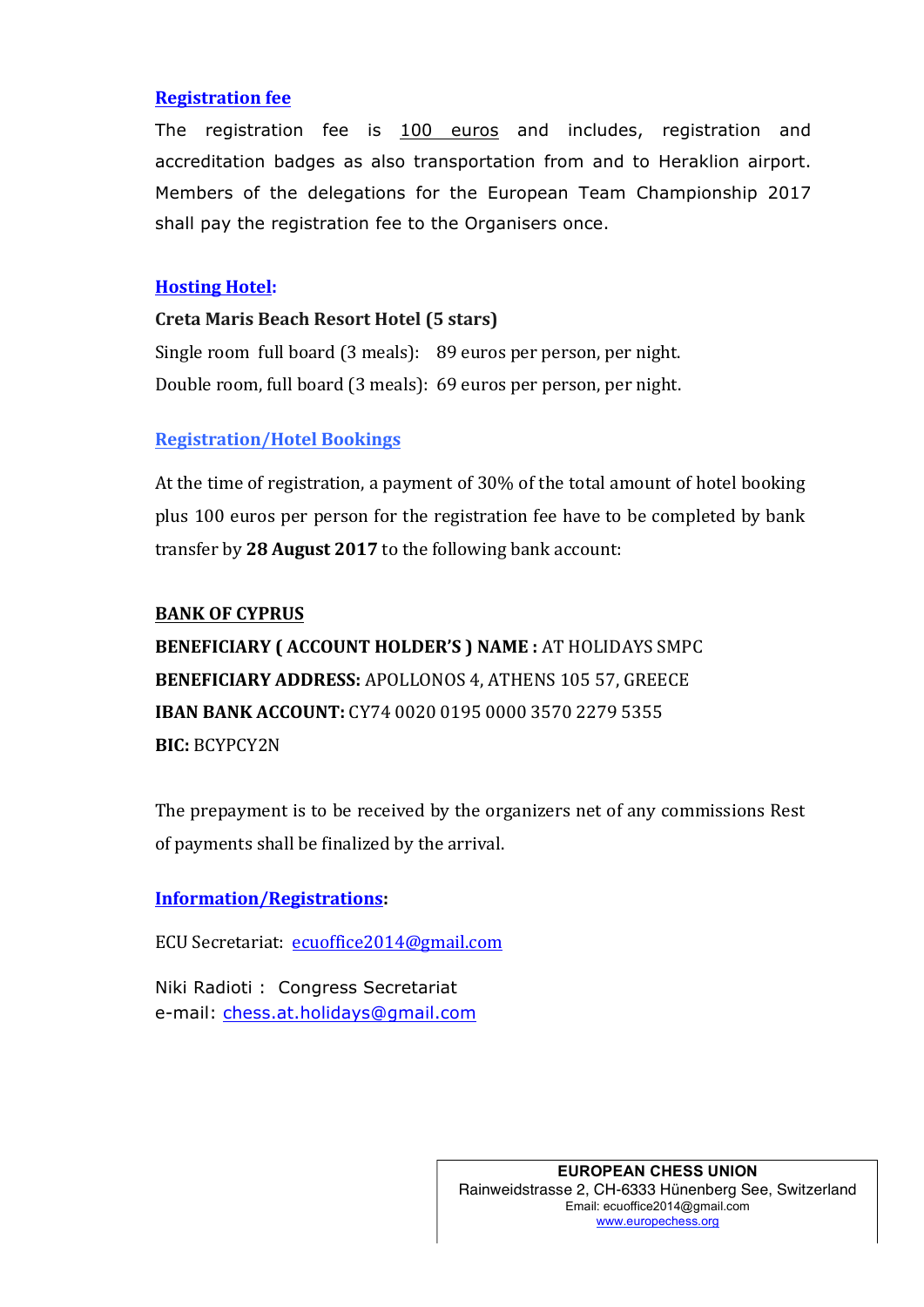## Registration fee

The registration fee is 100 euros and includes, registration and accreditation badges as also transportation from and to Heraklion airport. Members of the delegations for the European Team Championship 2017 shall pay the registration fee to the Organisers once.

## Hosting Hotel:

**Creta Maris Beach Resort Hotel (5 stars)**

Single room full board (3 meals): 89 euros per person, per night.

Double room, full board (3 meals): 69 euros per person, per night.

## Registration/Hotel Bookings

At the time of registration, a payment of 30% of the total amount of hotel booking plus 100 euros per person for the registration fee have to be completed by bank transfer by **28 August 2017** to the following bank account:

**BANK OF CYPRUS**

**BENEFICIARY ( ACCOUNT HOLDER'S ) NAME :** AT HOLIDAYS SMPC

**BENEFICIARY ADDRESS:** APOLLONOS 4, ATHENS 105 57, GREECE

**IBAN BANK ACCOUNT:** CY74 0020 0195 0000 3570 2279 5355

**BIC:** BCYPCY2N

The prepayment is to be received by the organizers net of any commissions Rest of payments shall be finalized by the arrival.

## Information/Registrations:

ECU Secretariat: ecuoffice2014@gmail.com

Niki Radioti : Congress Secretariat
e-mail: chess.at.holidays@gmail.com

**EUROPEAN CHESS UNION**
Rainweidstrasse 2, CH-6333 Hünenberg See, Switzerland
Email: ecuoffice2014@gmail.com
www.europechess.org